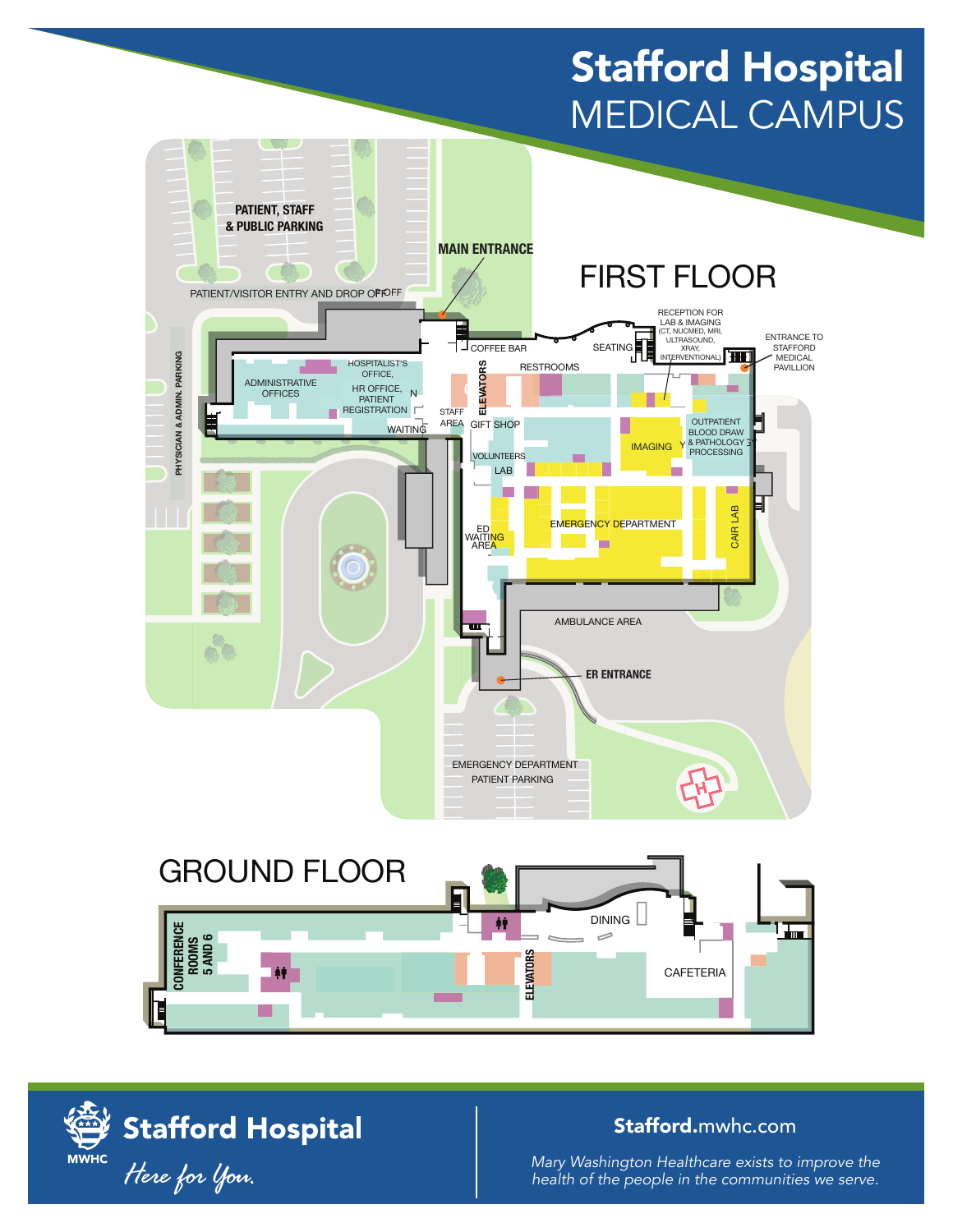# Stafford Hospital MEDICAL CAMPUS

## FIRST FLOOR

PATIENT, STAFF & PUBLIC PARKING

MAIN ENTRANCE

PATIENT/VISITOR ENTRY AND DROP OFF

PHYSICIAN & ADMIN. PARKING

ADMINISTRATIVE OFFICES

HOSPITALIST'S OFFICE,

HR OFFICE, PATIENT REGISTRATION

WAITING

STAFF AREA

ELEVATORS

COFFEE BAR

RESTROOMS

GIFT SHOP

VOLUNTEERS

LAB

SEATING

RECEPTION FOR LAB & IMAGING (CT, NUCMED, MRI, ULTRASOUND, XRAY, INTERVENTIONAL)

ENTRANCE TO STAFFORD MEDICAL PAVILLION

IMAGING

OUTPATIENT BLOOD DRAW & PATHOLOGY PROCESSING

ED WAITING AREA

EMERGENCY DEPARTMENT

CAIR LAB

AMBULANCE AREA

ER ENTRANCE

EMERGENCY DEPARTMENT PATIENT PARKING

## GROUND FLOOR

CONFERENCE ROOMS 5 AND 6

ELEVATORS

DINING

CAFETERIA

**Stafford Hospital**

MWHC

*Here for You.*

**Stafford**.mwhc.com

*Mary Washington Healthcare exists to improve the health of the people in the communities we serve.*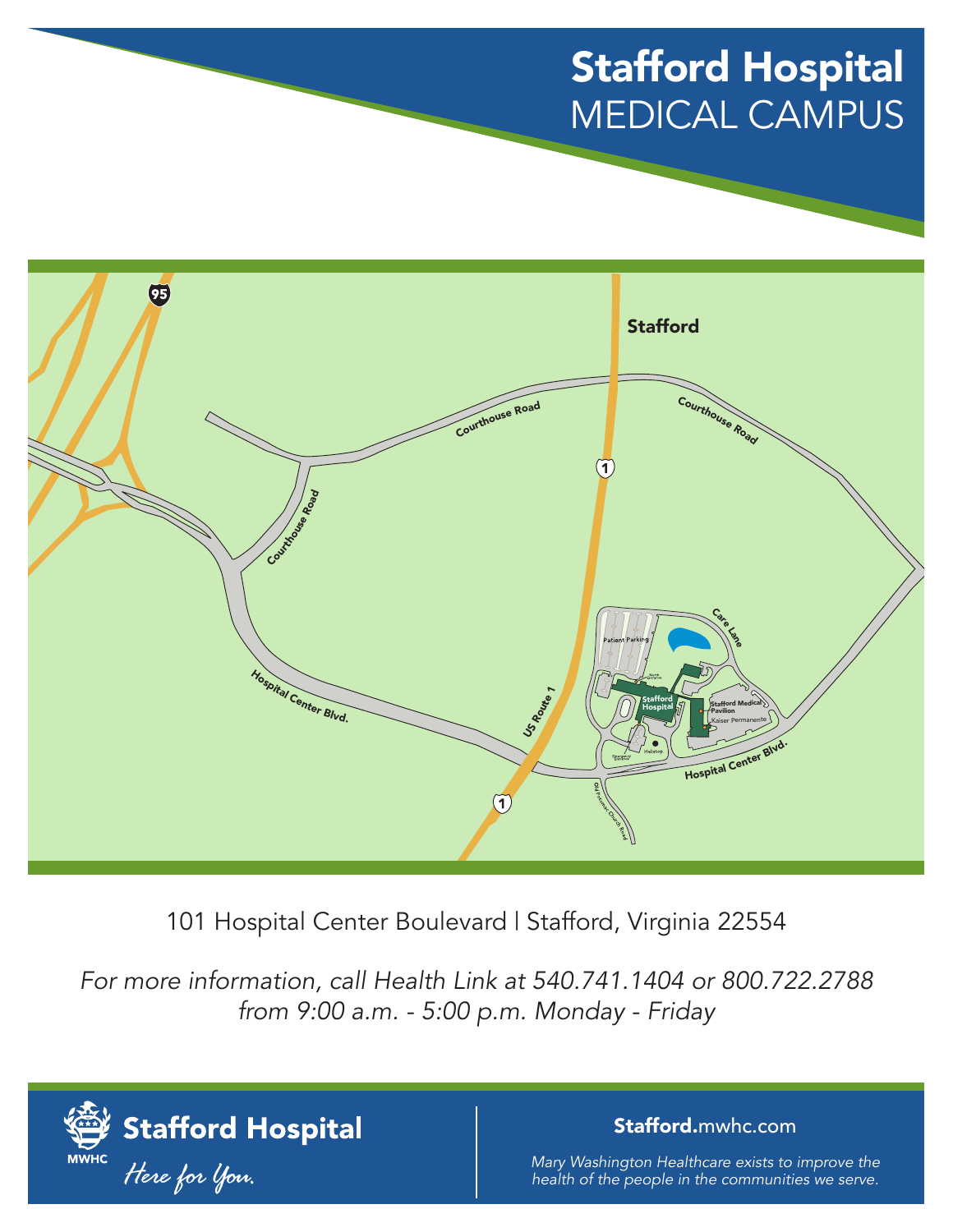# Stafford Hospital
## MEDICAL CAMPUS

95

Stafford

Courthouse Road

Courthouse Road

Courthouse Road

1

Care Lane

Patient Parking

Stafford Hospital

Stafford Medical Pavilion

Kaiser Permanente

Helistop

Hospital Center Blvd.

US Route 1

Hospital Center Blvd.

1

Old Potomac Church Road

101 Hospital Center Boulevard | Stafford, Virginia 22554

*For more information, call Health Link at 540.741.1404 or 800.722.2788 from 9:00 a.m. - 5:00 p.m. Monday - Friday*

**Stafford Hospital**

MWHC

*Here for You.*

**Stafford.**mwhc.com

*Mary Washington Healthcare exists to improve the health of the people in the communities we serve.*